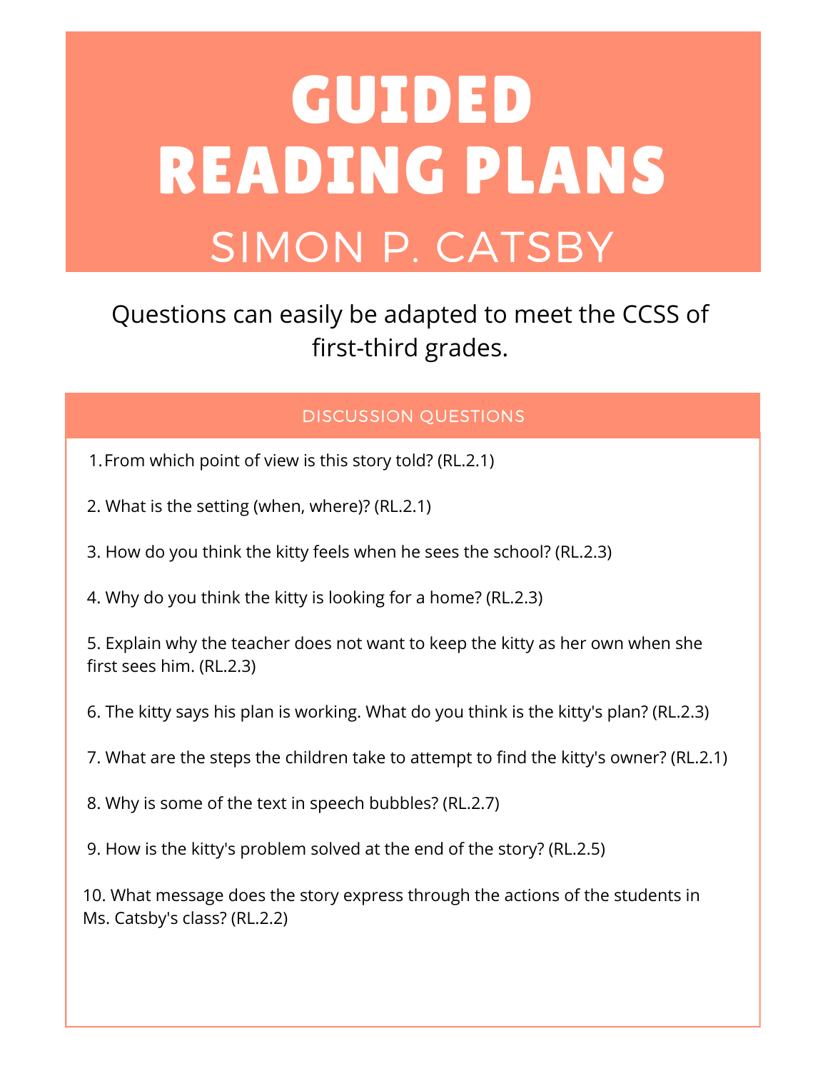# GUIDED READING PLANS

## SIMON P. CATSBY

Questions can easily be adapted to meet the CCSS of first-third grades.

### DISCUSSION QUESTIONS

1. From which point of view is this story told? (RL.2.1)
2. What is the setting (when, where)? (RL.2.1)
3. How do you think the kitty feels when he sees the school? (RL.2.3)
4. Why do you think the kitty is looking for a home? (RL.2.3)
5. Explain why the teacher does not want to keep the kitty as her own when she first sees him. (RL.2.3)
6. The kitty says his plan is working. What do you think is the kitty's plan? (RL.2.3)
7. What are the steps the children take to attempt to find the kitty's owner? (RL.2.1)
8. Why is some of the text in speech bubbles? (RL.2.7)
9. How is the kitty's problem solved at the end of the story? (RL.2.5)
10. What message does the story express through the actions of the students in Ms. Catsby's class? (RL.2.2)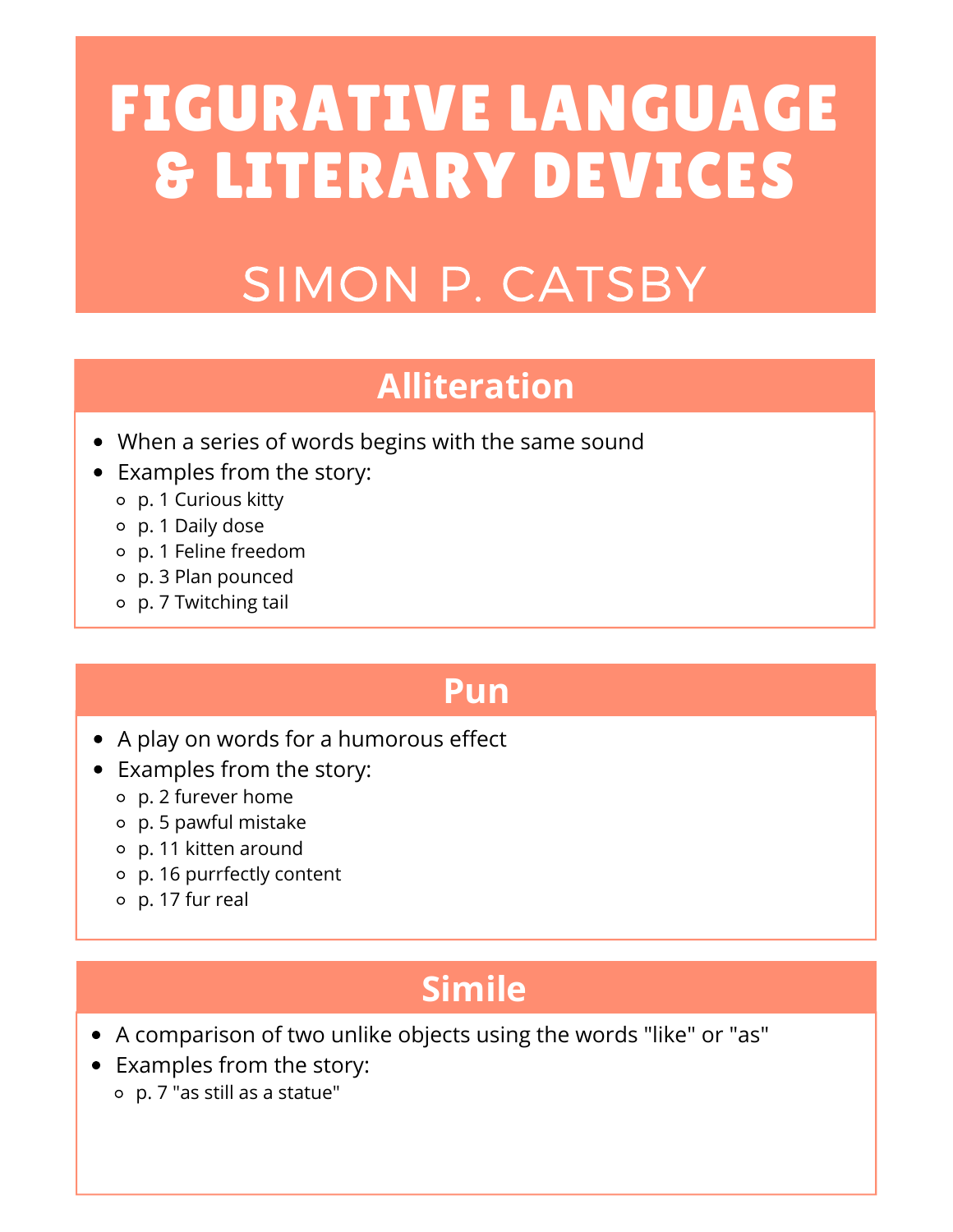# FIGURATIVE LANGUAGE & LITERARY DEVICES

## SIMON P. CATSBY

### Alliteration

- When a series of words begins with the same sound
- Examples from the story:
  - p. 1 Curious kitty
  - p. 1 Daily dose
  - p. 1 Feline freedom
  - p. 3 Plan pounced
  - p. 7 Twitching tail

### Pun

- A play on words for a humorous effect
- Examples from the story:
  - p. 2 furever home
  - p. 5 pawful mistake
  - p. 11 kitten around
  - p. 16 purrfectly content
  - p. 17 fur real

### Simile

- A comparison of two unlike objects using the words "like" or "as"
- Examples from the story:
  - p. 7 "as still as a statue"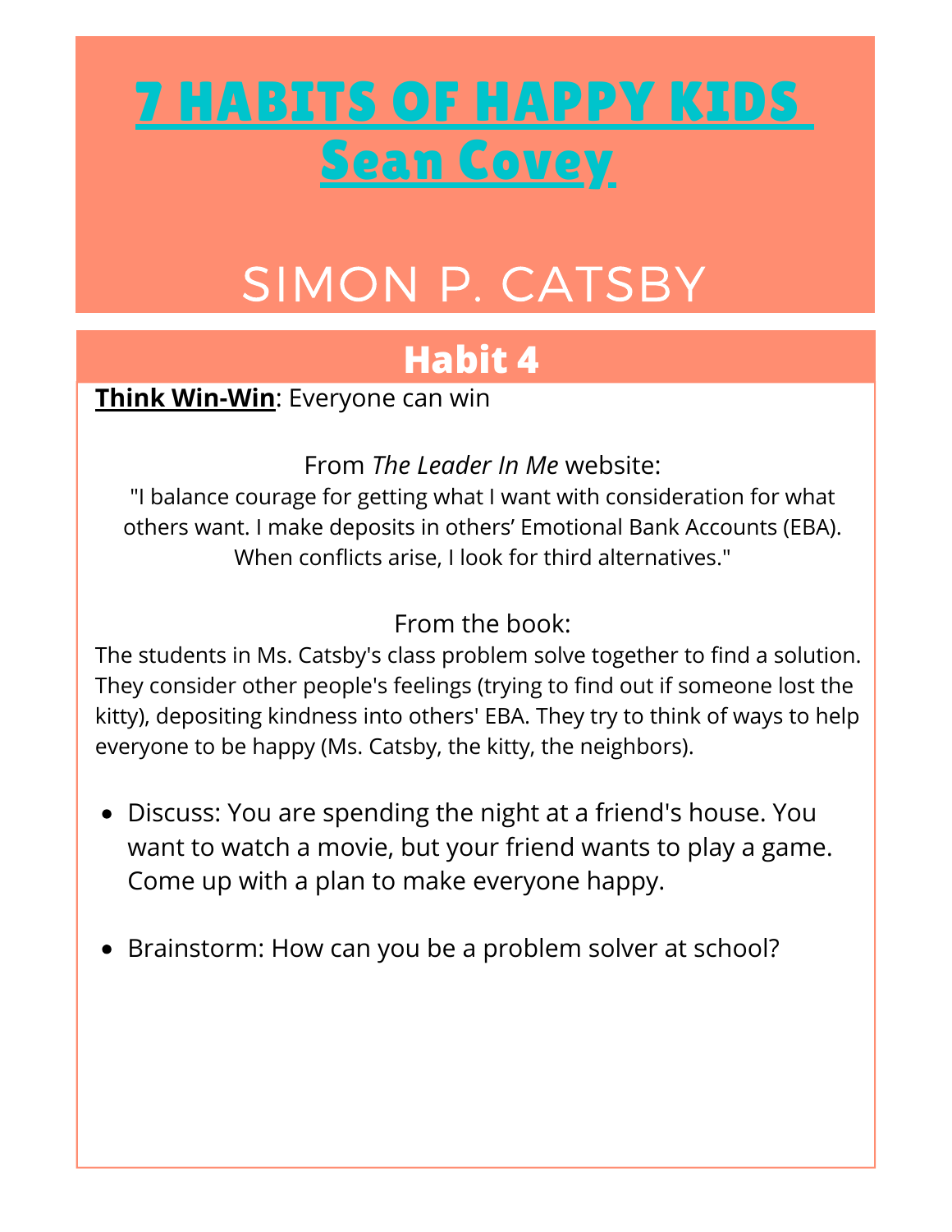# 7 HABITS OF HAPPY KIDS Sean Covey

## SIMON P. CATSBY

## Habit 4

**Think Win-Win**: Everyone can win

From *The Leader In Me* website:

"I balance courage for getting what I want with consideration for what others want. I make deposits in others' Emotional Bank Accounts (EBA). When conflicts arise, I look for third alternatives."

From the book:

The students in Ms. Catsby's class problem solve together to find a solution. They consider other people's feelings (trying to find out if someone lost the kitty), depositing kindness into others' EBA. They try to think of ways to help everyone to be happy (Ms. Catsby, the kitty, the neighbors).

- Discuss: You are spending the night at a friend's house. You want to watch a movie, but your friend wants to play a game. Come up with a plan to make everyone happy.
- Brainstorm: How can you be a problem solver at school?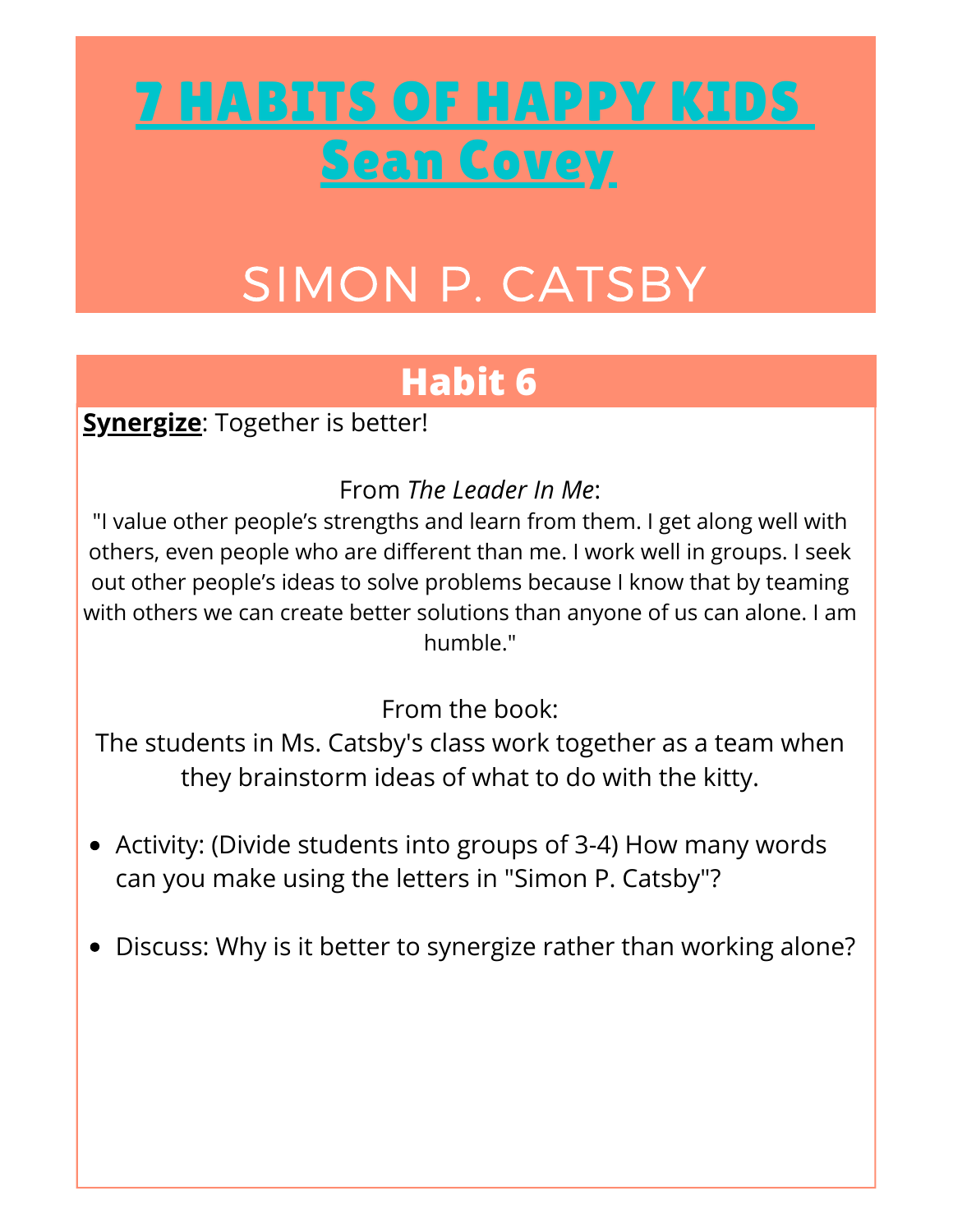# 7 HABITS OF HAPPY KIDS
# Sean Covey

## SIMON P. CATSBY

## Habit 6

**Synergize**: Together is better!

From *The Leader In Me*:

"I value other people's strengths and learn from them. I get along well with others, even people who are different than me. I work well in groups. I seek out other people's ideas to solve problems because I know that by teaming with others we can create better solutions than anyone of us can alone. I am humble."

From the book:

The students in Ms. Catsby's class work together as a team when they brainstorm ideas of what to do with the kitty.

- Activity: (Divide students into groups of 3-4) How many words can you make using the letters in "Simon P. Catsby"?
- Discuss: Why is it better to synergize rather than working alone?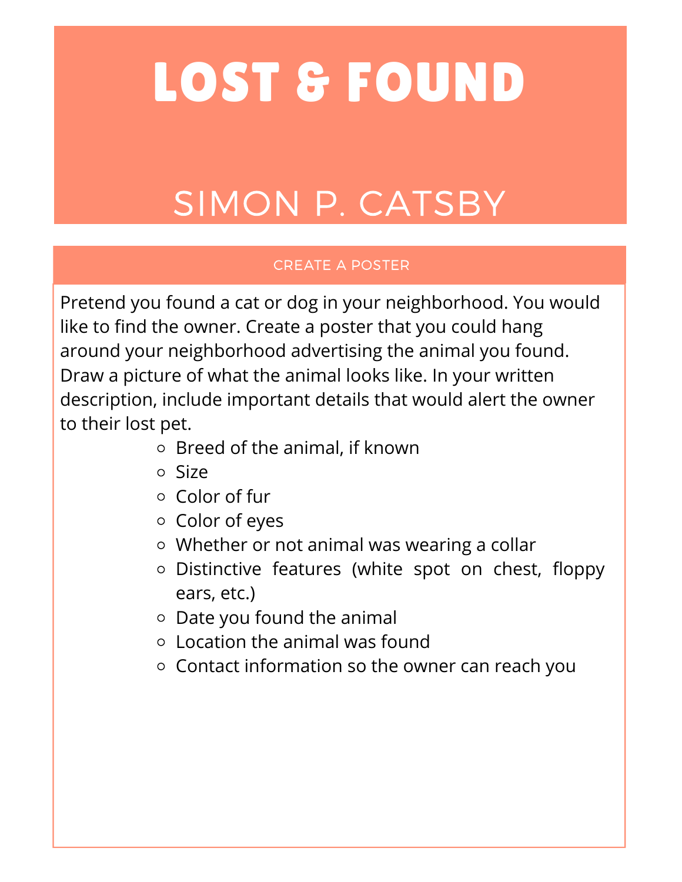# LOST & FOUND

## SIMON P. CATSBY

### CREATE A POSTER

Pretend you found a cat or dog in your neighborhood. You would like to find the owner. Create a poster that you could hang around your neighborhood advertising the animal you found. Draw a picture of what the animal looks like. In your written description, include important details that would alert the owner to their lost pet.

- Breed of the animal, if known
- Size
- Color of fur
- Color of eyes
- Whether or not animal was wearing a collar
- Distinctive features (white spot on chest, floppy ears, etc.)
- Date you found the animal
- Location the animal was found
- Contact information so the owner can reach you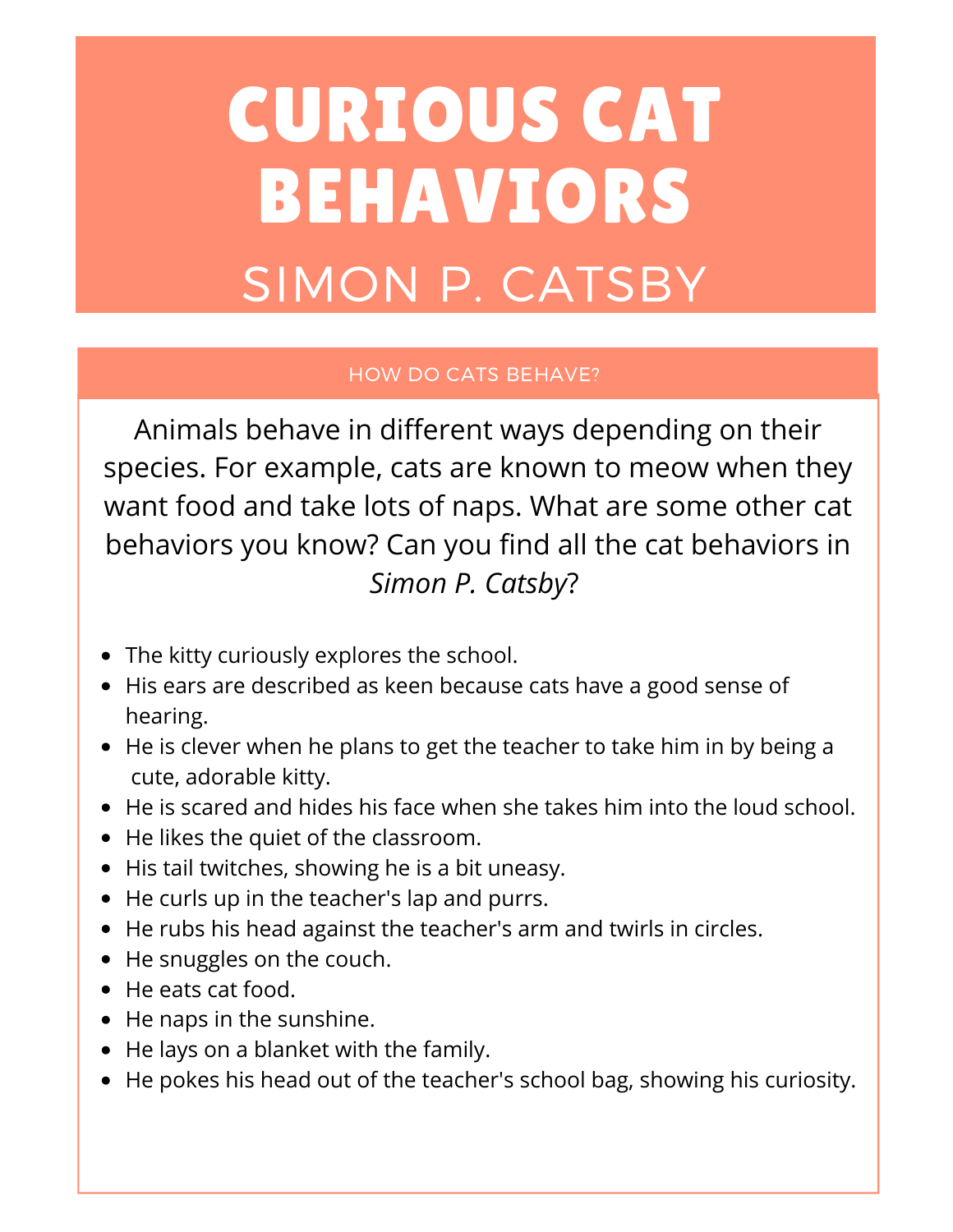# CURIOUS CAT BEHAVIORS

## SIMON P. CATSBY

### HOW DO CATS BEHAVE?

Animals behave in different ways depending on their species. For example, cats are known to meow when they want food and take lots of naps. What are some other cat behaviors you know? Can you find all the cat behaviors in *Simon P. Catsby*?

- The kitty curiously explores the school.
- His ears are described as keen because cats have a good sense of hearing.
- He is clever when he plans to get the teacher to take him in by being a cute, adorable kitty.
- He is scared and hides his face when she takes him into the loud school.
- He likes the quiet of the classroom.
- His tail twitches, showing he is a bit uneasy.
- He curls up in the teacher's lap and purrs.
- He rubs his head against the teacher's arm and twirls in circles.
- He snuggles on the couch.
- He eats cat food.
- He naps in the sunshine.
- He lays on a blanket with the family.
- He pokes his head out of the teacher's school bag, showing his curiosity.